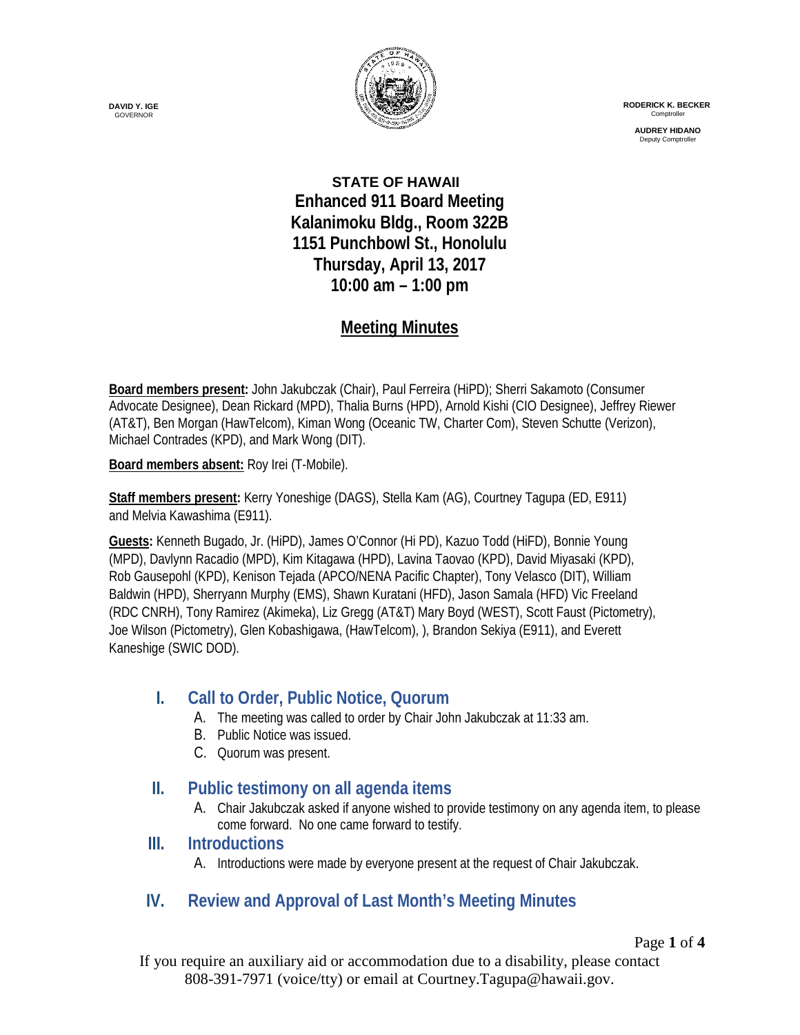**DAVID Y. IGE**
GOVERNOR

**RODERICK K. BECKER**
Comptroller

**AUDREY HIDANO**
Deputy Comptroller

# STATE OF HAWAII
# Enhanced 911 Board Meeting
# Kalanimoku Bldg., Room 322B
# 1151 Punchbowl St., Honolulu
# Thursday, April 13, 2017
# 10:00 am – 1:00 pm

## Meeting Minutes

**Board members present:** John Jakubczak (Chair), Paul Ferreira (HiPD); Sherri Sakamoto (Consumer Advocate Designee), Dean Rickard (MPD), Thalia Burns (HPD), Arnold Kishi (CIO Designee), Jeffrey Riewer (AT&T), Ben Morgan (HawTelcom), Kiman Wong (Oceanic TW, Charter Com), Steven Schutte (Verizon), Michael Contrades (KPD), and Mark Wong (DIT).

**Board members absent:** Roy Irei (T-Mobile).

**Staff members present:** Kerry Yoneshige (DAGS), Stella Kam (AG), Courtney Tagupa (ED, E911) and Melvia Kawashima (E911).

**Guests:** Kenneth Bugado, Jr. (HiPD), James O'Connor (Hi PD), Kazuo Todd (HiFD), Bonnie Young (MPD), Davlynn Racadio (MPD), Kim Kitagawa (HPD), Lavina Taovao (KPD), David Miyasaki (KPD), Rob Gausepohl (KPD), Kenison Tejada (APCO/NENA Pacific Chapter), Tony Velasco (DIT), William Baldwin (HPD), Sherryann Murphy (EMS), Shawn Kuratani (HFD), Jason Samala (HFD) Vic Freeland (RDC CNRH), Tony Ramirez (Akimeka), Liz Gregg (AT&T) Mary Boyd (WEST), Scott Faust (Pictometry), Joe Wilson (Pictometry), Glen Kobashigawa, (HawTelcom), ), Brandon Sekiya (E911), and Everett Kaneshige (SWIC DOD).

## I. Call to Order, Public Notice, Quorum

A. The meeting was called to order by Chair John Jakubczak at 11:33 am.
B. Public Notice was issued.
C. Quorum was present.

## II. Public testimony on all agenda items

A. Chair Jakubczak asked if anyone wished to provide testimony on any agenda item, to please come forward. No one came forward to testify.

## III. Introductions

A. Introductions were made by everyone present at the request of Chair Jakubczak.

## IV. Review and Approval of Last Month's Meeting Minutes

If you require an auxiliary aid or accommodation due to a disability, please contact 808-391-7971 (voice/tty) or email at Courtney.Tagupa@hawaii.gov.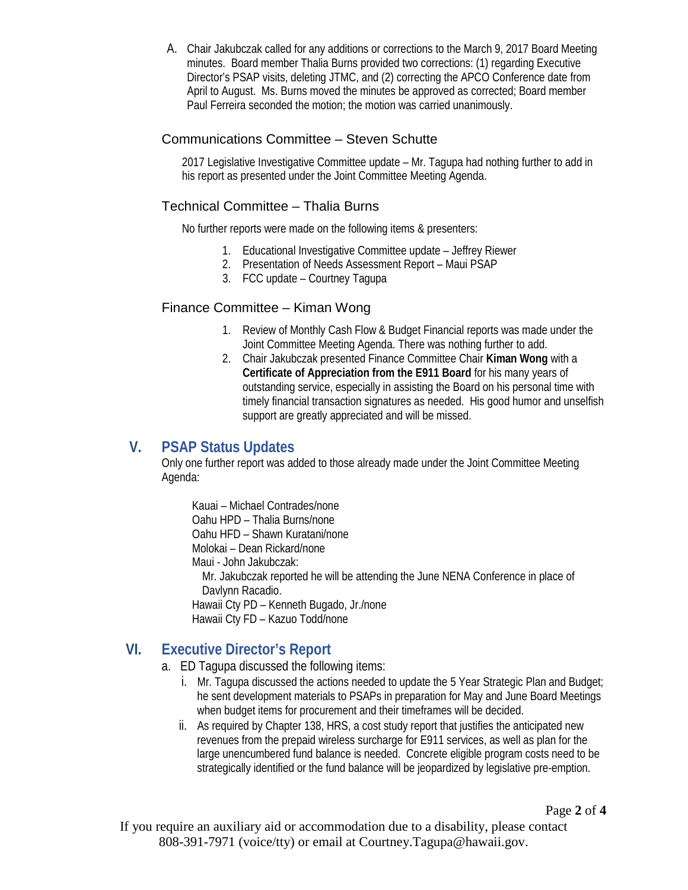A. Chair Jakubczak called for any additions or corrections to the March 9, 2017 Board Meeting minutes. Board member Thalia Burns provided two corrections: (1) regarding Executive Director's PSAP visits, deleting JTMC, and (2) correcting the APCO Conference date from April to August. Ms. Burns moved the minutes be approved as corrected; Board member Paul Ferreira seconded the motion; the motion was carried unanimously.

### Communications Committee – Steven Schutte

2017 Legislative Investigative Committee update – Mr. Tagupa had nothing further to add in his report as presented under the Joint Committee Meeting Agenda.

### Technical Committee – Thalia Burns

No further reports were made on the following items & presenters:

1. Educational Investigative Committee update – Jeffrey Riewer
2. Presentation of Needs Assessment Report – Maui PSAP
3. FCC update – Courtney Tagupa

### Finance Committee – Kiman Wong

1. Review of Monthly Cash Flow & Budget Financial reports was made under the Joint Committee Meeting Agenda. There was nothing further to add.
2. Chair Jakubczak presented Finance Committee Chair **Kiman Wong** with a **Certificate of Appreciation from the E911 Board** for his many years of outstanding service, especially in assisting the Board on his personal time with timely financial transaction signatures as needed. His good humor and unselfish support are greatly appreciated and will be missed.

## V. PSAP Status Updates

Only one further report was added to those already made under the Joint Committee Meeting Agenda:

Kauai – Michael Contrades/none
Oahu HPD – Thalia Burns/none
Oahu HFD – Shawn Kuratani/none
Molokai – Dean Rickard/none
Maui - John Jakubczak:
Mr. Jakubczak reported he will be attending the June NENA Conference in place of Davlynn Racadio.
Hawaii Cty PD – Kenneth Bugado, Jr./none
Hawaii Cty FD – Kazuo Todd/none

## VI. Executive Director's Report

a. ED Tagupa discussed the following items:
   i. Mr. Tagupa discussed the actions needed to update the 5 Year Strategic Plan and Budget; he sent development materials to PSAPs in preparation for May and June Board Meetings when budget items for procurement and their timeframes will be decided.
   ii. As required by Chapter 138, HRS, a cost study report that justifies the anticipated new revenues from the prepaid wireless surcharge for E911 services, as well as plan for the large unencumbered fund balance is needed. Concrete eligible program costs need to be strategically identified or the fund balance will be jeopardized by legislative pre-emption.

If you require an auxiliary aid or accommodation due to a disability, please contact 808-391-7971 (voice/tty) or email at Courtney.Tagupa@hawaii.gov.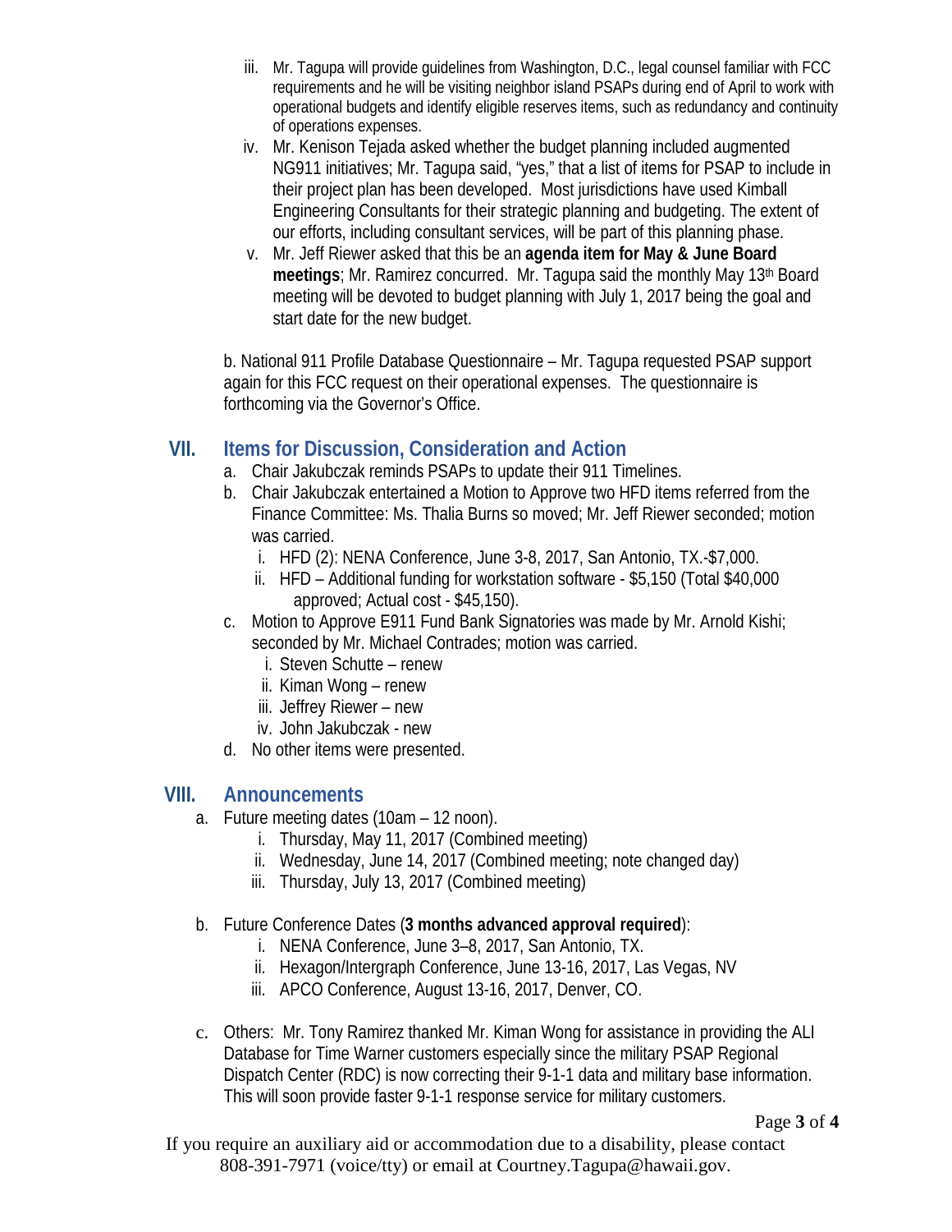iii. Mr. Tagupa will provide guidelines from Washington, D.C., legal counsel familiar with FCC requirements and he will be visiting neighbor island PSAPs during end of April to work with operational budgets and identify eligible reserves items, such as redundancy and continuity of operations expenses.

iv. Mr. Kenison Tejada asked whether the budget planning included augmented NG911 initiatives; Mr. Tagupa said, "yes," that a list of items for PSAP to include in their project plan has been developed. Most jurisdictions have used Kimball Engineering Consultants for their strategic planning and budgeting. The extent of our efforts, including consultant services, will be part of this planning phase.

v. Mr. Jeff Riewer asked that this be an **agenda item for May & June Board meetings**; Mr. Ramirez concurred. Mr. Tagupa said the monthly May 13th Board meeting will be devoted to budget planning with July 1, 2017 being the goal and start date for the new budget.

b. National 911 Profile Database Questionnaire – Mr. Tagupa requested PSAP support again for this FCC request on their operational expenses. The questionnaire is forthcoming via the Governor's Office.

## VII. Items for Discussion, Consideration and Action

a. Chair Jakubczak reminds PSAPs to update their 911 Timelines.

b. Chair Jakubczak entertained a Motion to Approve two HFD items referred from the Finance Committee: Ms. Thalia Burns so moved; Mr. Jeff Riewer seconded; motion was carried.
   - i. HFD (2): NENA Conference, June 3-8, 2017, San Antonio, TX.-$7,000.
   - ii. HFD – Additional funding for workstation software - $5,150 (Total $40,000 approved; Actual cost - $45,150).

c. Motion to Approve E911 Fund Bank Signatories was made by Mr. Arnold Kishi; seconded by Mr. Michael Contrades; motion was carried.
   - i. Steven Schutte – renew
   - ii. Kiman Wong – renew
   - iii. Jeffrey Riewer – new
   - iv. John Jakubczak - new

d. No other items were presented.

## VIII. Announcements

a. Future meeting dates (10am – 12 noon).
   - i. Thursday, May 11, 2017 (Combined meeting)
   - ii. Wednesday, June 14, 2017 (Combined meeting; note changed day)
   - iii. Thursday, July 13, 2017 (Combined meeting)

b. Future Conference Dates (**3 months advanced approval required**):
   - i. NENA Conference, June 3–8, 2017, San Antonio, TX.
   - ii. Hexagon/Intergraph Conference, June 13-16, 2017, Las Vegas, NV
   - iii. APCO Conference, August 13-16, 2017, Denver, CO.

c. Others: Mr. Tony Ramirez thanked Mr. Kiman Wong for assistance in providing the ALI Database for Time Warner customers especially since the military PSAP Regional Dispatch Center (RDC) is now correcting their 9-1-1 data and military base information. This will soon provide faster 9-1-1 response service for military customers.

If you require an auxiliary aid or accommodation due to a disability, please contact 808-391-7971 (voice/tty) or email at Courtney.Tagupa@hawaii.gov.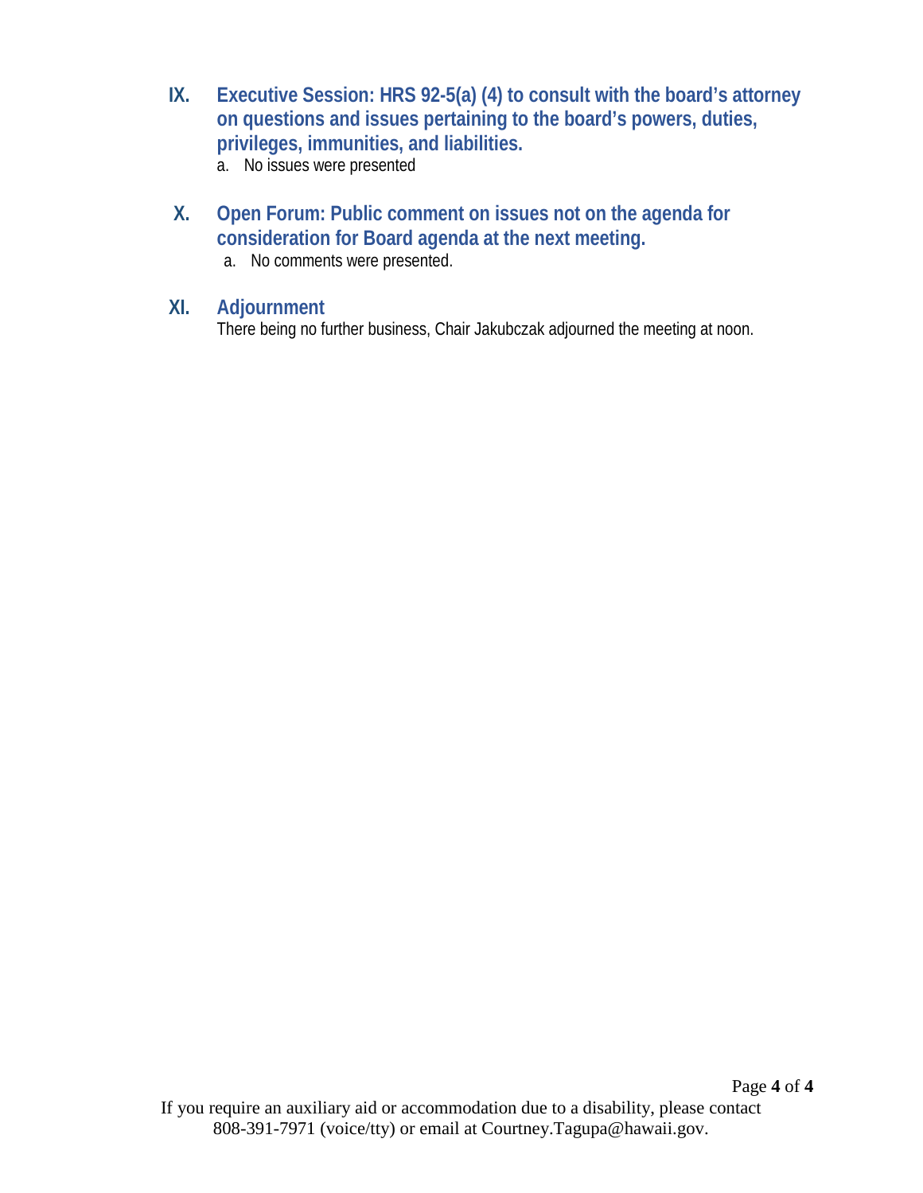## IX. Executive Session: HRS 92-5(a) (4) to consult with the board's attorney on questions and issues pertaining to the board's powers, duties, privileges, immunities, and liabilities.

a. No issues were presented

## X. Open Forum: Public comment on issues not on the agenda for consideration for Board agenda at the next meeting.

a. No comments were presented.

## XI. Adjournment

There being no further business, Chair Jakubczak adjourned the meeting at noon.

If you require an auxiliary aid or accommodation due to a disability, please contact 808-391-7971 (voice/tty) or email at Courtney.Tagupa@hawaii.gov.